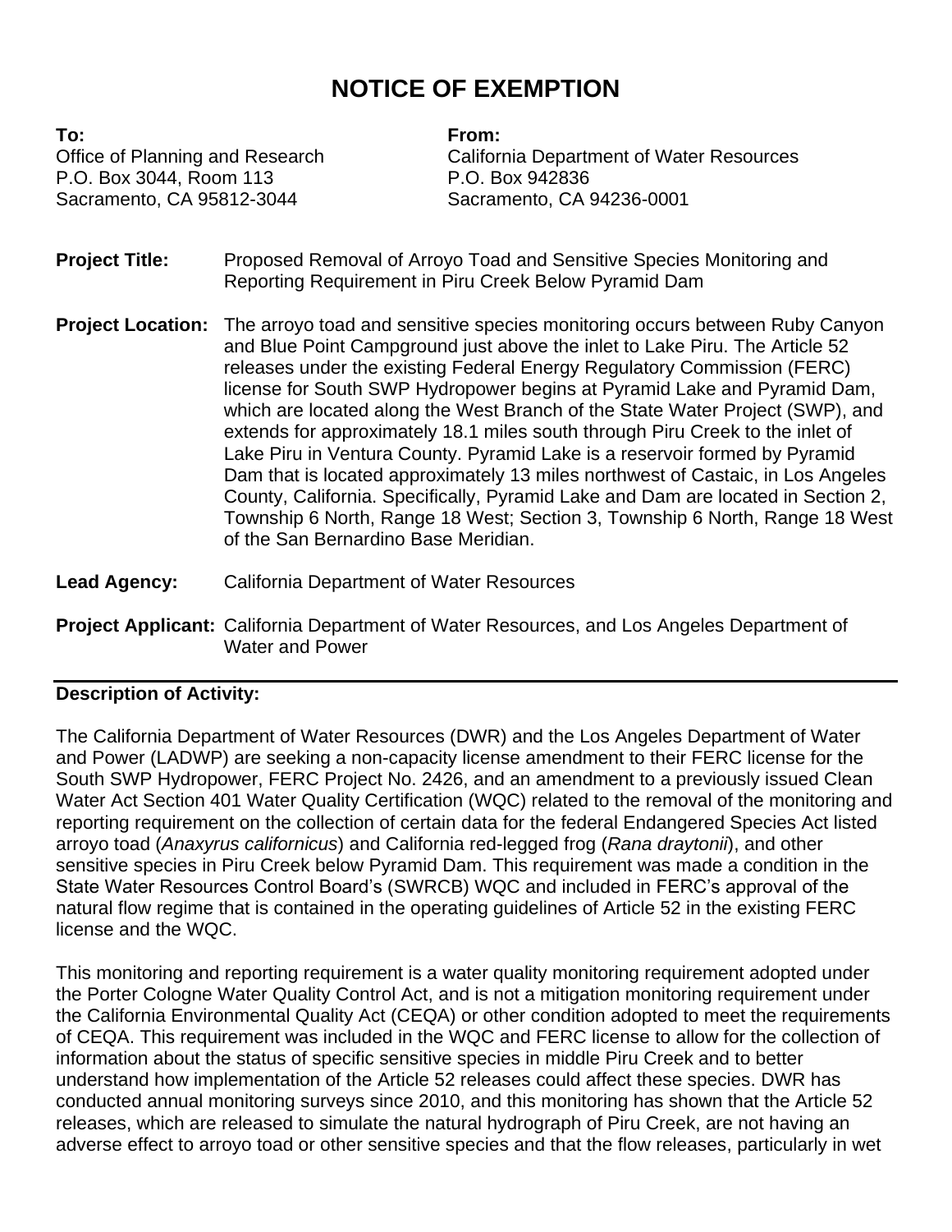# NOTICE OF EXEMPTION

**To:**
Office of Planning and Research
P.O. Box 3044, Room 113
Sacramento, CA 95812-3044

**From:**
California Department of Water Resources
P.O. Box 942836
Sacramento, CA 94236-0001

**Project Title:** Proposed Removal of Arroyo Toad and Sensitive Species Monitoring and Reporting Requirement in Piru Creek Below Pyramid Dam

**Project Location:** The arroyo toad and sensitive species monitoring occurs between Ruby Canyon and Blue Point Campground just above the inlet to Lake Piru. The Article 52 releases under the existing Federal Energy Regulatory Commission (FERC) license for South SWP Hydropower begins at Pyramid Lake and Pyramid Dam, which are located along the West Branch of the State Water Project (SWP), and extends for approximately 18.1 miles south through Piru Creek to the inlet of Lake Piru in Ventura County. Pyramid Lake is a reservoir formed by Pyramid Dam that is located approximately 13 miles northwest of Castaic, in Los Angeles County, California. Specifically, Pyramid Lake and Dam are located in Section 2, Township 6 North, Range 18 West; Section 3, Township 6 North, Range 18 West of the San Bernardino Base Meridian.

**Lead Agency:** California Department of Water Resources

**Project Applicant:** California Department of Water Resources, and Los Angeles Department of Water and Power

**Description of Activity:**

The California Department of Water Resources (DWR) and the Los Angeles Department of Water and Power (LADWP) are seeking a non-capacity license amendment to their FERC license for the South SWP Hydropower, FERC Project No. 2426, and an amendment to a previously issued Clean Water Act Section 401 Water Quality Certification (WQC) related to the removal of the monitoring and reporting requirement on the collection of certain data for the federal Endangered Species Act listed arroyo toad (*Anaxyrus californicus*) and California red-legged frog (*Rana draytonii*), and other sensitive species in Piru Creek below Pyramid Dam. This requirement was made a condition in the State Water Resources Control Board's (SWRCB) WQC and included in FERC's approval of the natural flow regime that is contained in the operating guidelines of Article 52 in the existing FERC license and the WQC.

This monitoring and reporting requirement is a water quality monitoring requirement adopted under the Porter Cologne Water Quality Control Act, and is not a mitigation monitoring requirement under the California Environmental Quality Act (CEQA) or other condition adopted to meet the requirements of CEQA. This requirement was included in the WQC and FERC license to allow for the collection of information about the status of specific sensitive species in middle Piru Creek and to better understand how implementation of the Article 52 releases could affect these species. DWR has conducted annual monitoring surveys since 2010, and this monitoring has shown that the Article 52 releases, which are released to simulate the natural hydrograph of Piru Creek, are not having an adverse effect to arroyo toad or other sensitive species and that the flow releases, particularly in wet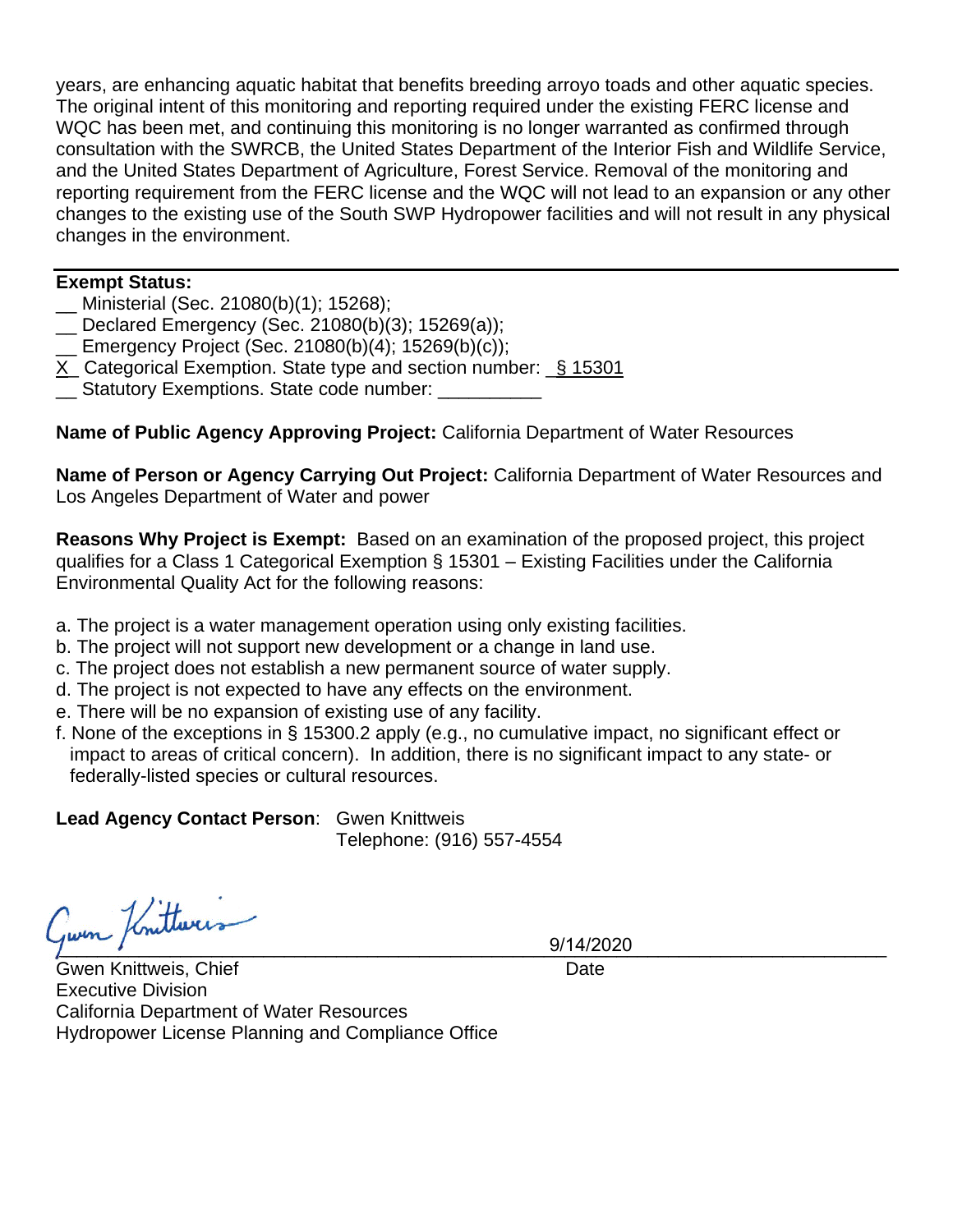years, are enhancing aquatic habitat that benefits breeding arroyo toads and other aquatic species. The original intent of this monitoring and reporting required under the existing FERC license and WQC has been met, and continuing this monitoring is no longer warranted as confirmed through consultation with the SWRCB, the United States Department of the Interior Fish and Wildlife Service, and the United States Department of Agriculture, Forest Service. Removal of the monitoring and reporting requirement from the FERC license and the WQC will not lead to an expansion or any other changes to the existing use of the South SWP Hydropower facilities and will not result in any physical changes in the environment.

---

**Exempt Status:**

__ Ministerial (Sec. 21080(b)(1); 15268);
__ Declared Emergency (Sec. 21080(b)(3); 15269(a));
__ Emergency Project (Sec. 21080(b)(4); 15269(b)(c));
X Categorical Exemption. State type and section number: § 15301
__ Statutory Exemptions. State code number: __________

**Name of Public Agency Approving Project:** California Department of Water Resources

**Name of Person or Agency Carrying Out Project:** California Department of Water Resources and Los Angeles Department of Water and power

**Reasons Why Project is Exempt:** Based on an examination of the proposed project, this project qualifies for a Class 1 Categorical Exemption § 15301 – Existing Facilities under the California Environmental Quality Act for the following reasons:

a. The project is a water management operation using only existing facilities.
b. The project will not support new development or a change in land use.
c. The project does not establish a new permanent source of water supply.
d. The project is not expected to have any effects on the environment.
e. There will be no expansion of existing use of any facility.
f. None of the exceptions in § 15300.2 apply (e.g., no cumulative impact, no significant effect or impact to areas of critical concern). In addition, there is no significant impact to any state- or federally-listed species or cultural resources.

**Lead Agency Contact Person**: Gwen Knittweis
Telephone: (916) 557-4554

Gwen Knittweis (signature) 9/14/2020

Gwen Knittweis, Chief
Executive Division
California Department of Water Resources
Hydropower License Planning and Compliance Office

Date